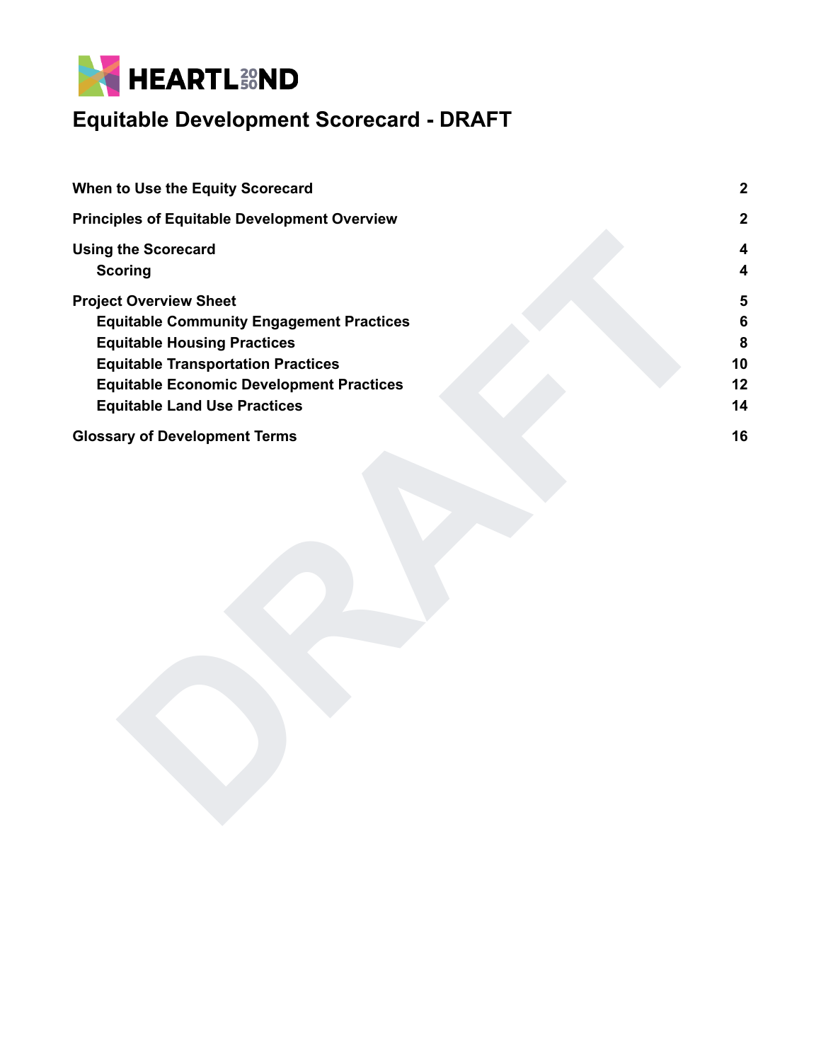HEARTLAND 2050

# Equitable Development Scorecard - DRAFT

| | |
|---|---|
| **When to Use the Equity Scorecard** | **2** |
| **Principles of Equitable Development Overview** | **2** |
| **Using the Scorecard** | **4** |
| **Scoring** | **4** |
| **Project Overview Sheet** | **5** |
| **Equitable Community Engagement Practices** | **6** |
| **Equitable Housing Practices** | **8** |
| **Equitable Transportation Practices** | **10** |
| **Equitable Economic Development Practices** | **12** |
| **Equitable Land Use Practices** | **14** |
| **Glossary of Development Terms** | **16** |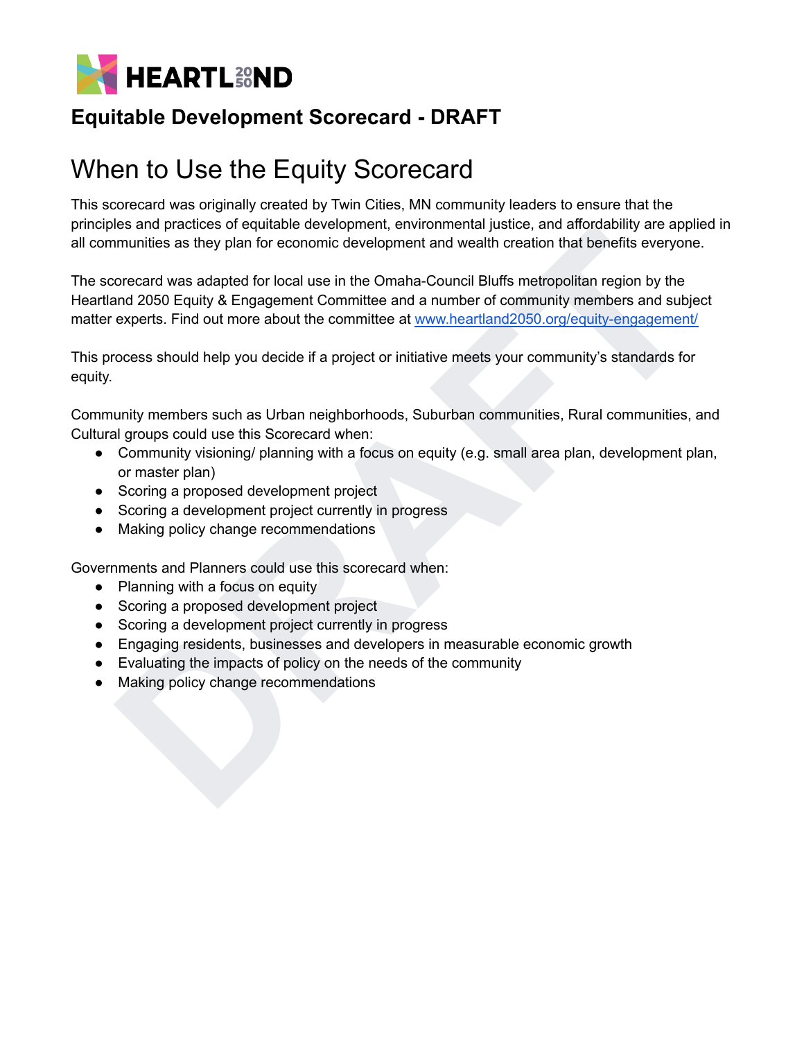**HEARTLAND 2050**

## Equitable Development Scorecard - DRAFT

# When to Use the Equity Scorecard

This scorecard was originally created by Twin Cities, MN community leaders to ensure that the principles and practices of equitable development, environmental justice, and affordability are applied in all communities as they plan for economic development and wealth creation that benefits everyone.

The scorecard was adapted for local use in the Omaha-Council Bluffs metropolitan region by the Heartland 2050 Equity & Engagement Committee and a number of community members and subject matter experts. Find out more about the committee at [www.heartland2050.org/equity-engagement/](http://www.heartland2050.org/equity-engagement/)

This process should help you decide if a project or initiative meets your community's standards for equity.

Community members such as Urban neighborhoods, Suburban communities, Rural communities, and Cultural groups could use this Scorecard when:

- Community visioning/ planning with a focus on equity (e.g. small area plan, development plan, or master plan)
- Scoring a proposed development project
- Scoring a development project currently in progress
- Making policy change recommendations

Governments and Planners could use this scorecard when:

- Planning with a focus on equity
- Scoring a proposed development project
- Scoring a development project currently in progress
- Engaging residents, businesses and developers in measurable economic growth
- Evaluating the impacts of policy on the needs of the community
- Making policy change recommendations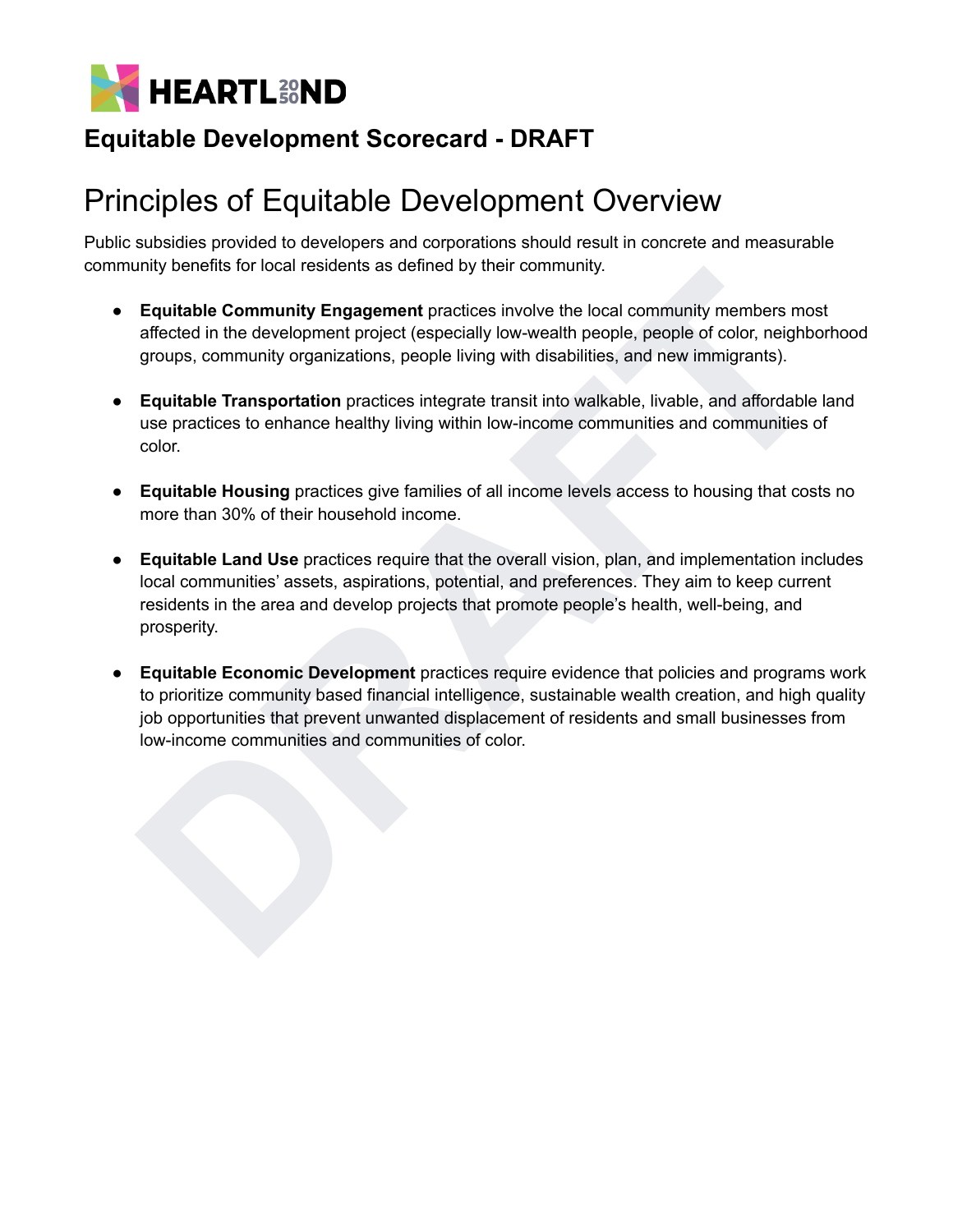**Equitable Development Scorecard - DRAFT**

# Principles of Equitable Development Overview

Public subsidies provided to developers and corporations should result in concrete and measurable community benefits for local residents as defined by their community.

- **Equitable Community Engagement** practices involve the local community members most affected in the development project (especially low-wealth people, people of color, neighborhood groups, community organizations, people living with disabilities, and new immigrants).

- **Equitable Transportation** practices integrate transit into walkable, livable, and affordable land use practices to enhance healthy living within low-income communities and communities of color.

- **Equitable Housing** practices give families of all income levels access to housing that costs no more than 30% of their household income.

- **Equitable Land Use** practices require that the overall vision, plan, and implementation includes local communities' assets, aspirations, potential, and preferences. They aim to keep current residents in the area and develop projects that promote people's health, well-being, and prosperity.

- **Equitable Economic Development** practices require evidence that policies and programs work to prioritize community based financial intelligence, sustainable wealth creation, and high quality job opportunities that prevent unwanted displacement of residents and small businesses from low-income communities and communities of color.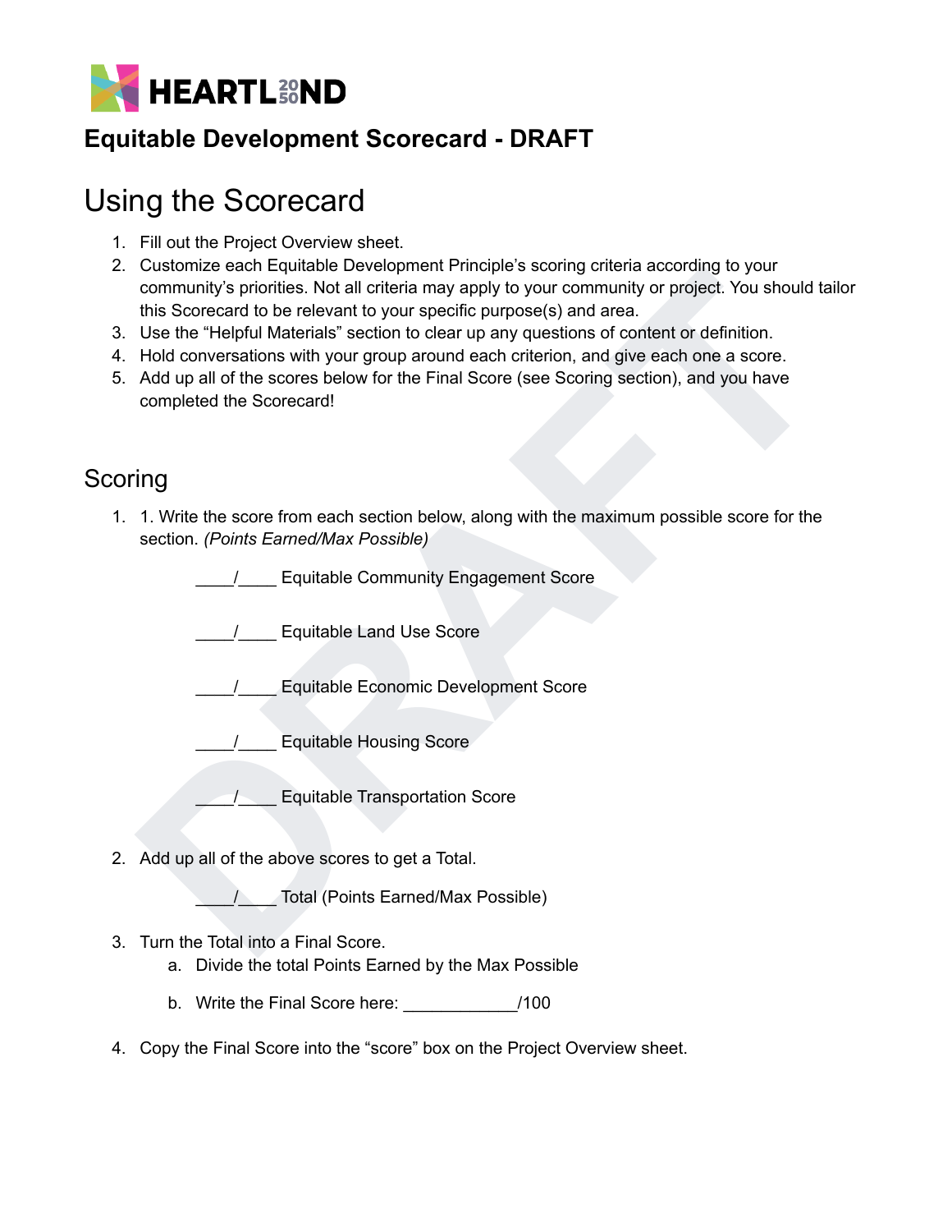HEARTLAND 2050

## Equitable Development Scorecard - DRAFT

# Using the Scorecard

1. Fill out the Project Overview sheet.
2. Customize each Equitable Development Principle's scoring criteria according to your community's priorities. Not all criteria may apply to your community or project. You should tailor this Scorecard to be relevant to your specific purpose(s) and area.
3. Use the "Helpful Materials" section to clear up any questions of content or definition.
4. Hold conversations with your group around each criterion, and give each one a score.
5. Add up all of the scores below for the Final Score (see Scoring section), and you have completed the Scorecard!

# Scoring

1. 1. Write the score from each section below, along with the maximum possible score for the section. *(Points Earned/Max Possible)*

   ____/____ Equitable Community Engagement Score

   ____/____ Equitable Land Use Score

   ____/____ Equitable Economic Development Score

   ____/____ Equitable Housing Score

   ____/____ Equitable Transportation Score

2. Add up all of the above scores to get a Total.

   ____/____ Total (Points Earned/Max Possible)

3. Turn the Total into a Final Score.
   a. Divide the total Points Earned by the Max Possible
   b. Write the Final Score here: ____________/100

4. Copy the Final Score into the "score" box on the Project Overview sheet.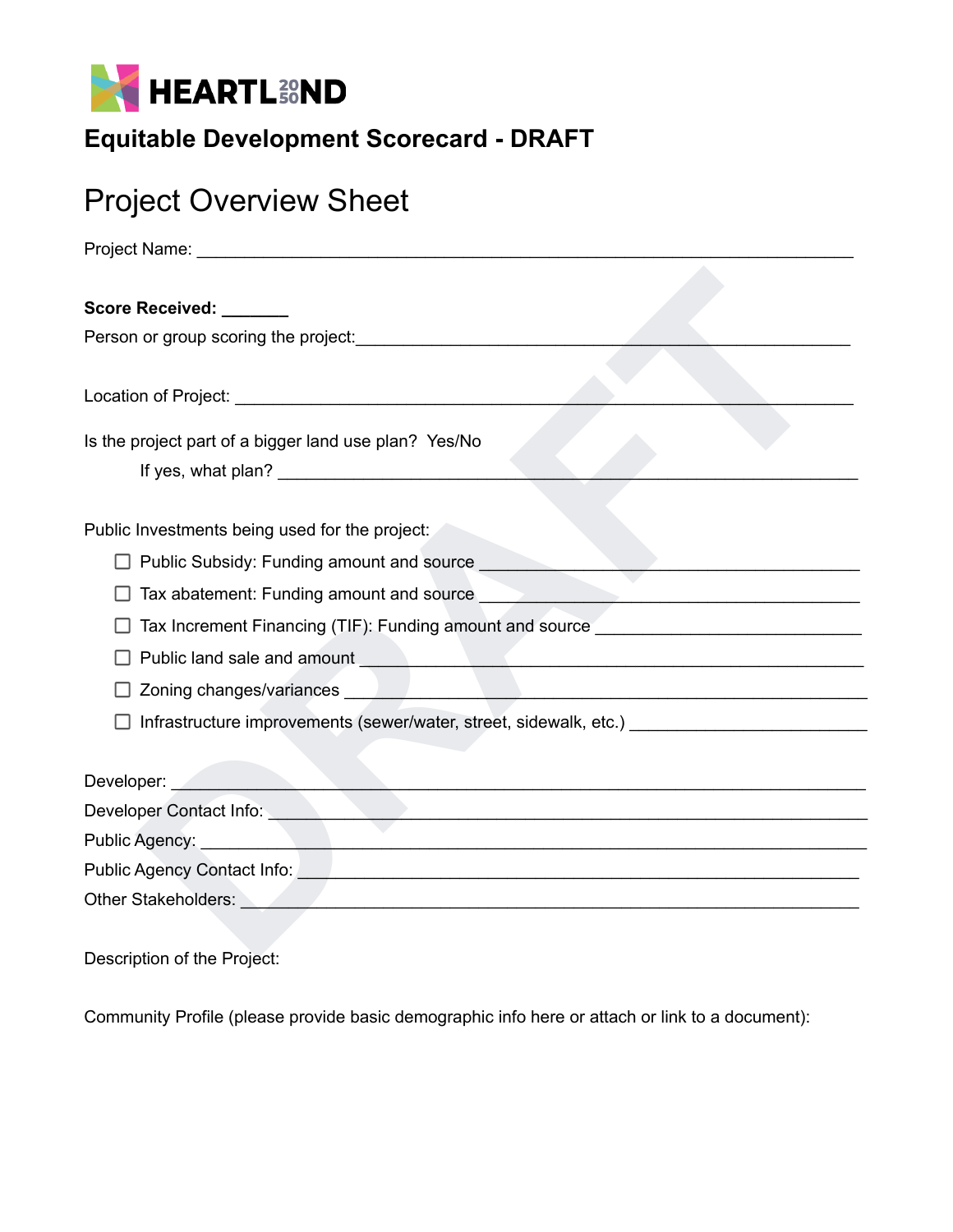HEARTLAND 2050

## Equitable Development Scorecard - DRAFT

# Project Overview Sheet

Project Name: ______________________________________________________________________

**Score Received: _______**

Person or group scoring the project:_____________________________________________________

Location of Project: _________________________________________________________________

Is the project part of a bigger land use plan? Yes/No

If yes, what plan? _________________________________________________________

Public Investments being used for the project:

- ☐ Public Subsidy: Funding amount and source ________________________________________
- ☐ Tax abatement: Funding amount and source ________________________________________
- ☐ Tax Increment Financing (TIF): Funding amount and source __________________________
- ☐ Public land sale and amount _____________________________________________________
- ☐ Zoning changes/variances ______________________________________________________
- ☐ Infrastructure improvements (sewer/water, street, sidewalk, etc.) ______________________

Developer: ________________________________________________________________________

Developer Contact Info: ______________________________________________________________

Public Agency: ____________________________________________________________________

Public Agency Contact Info: __________________________________________________________

Other Stakeholders: ________________________________________________________________

Description of the Project:

Community Profile (please provide basic demographic info here or attach or link to a document):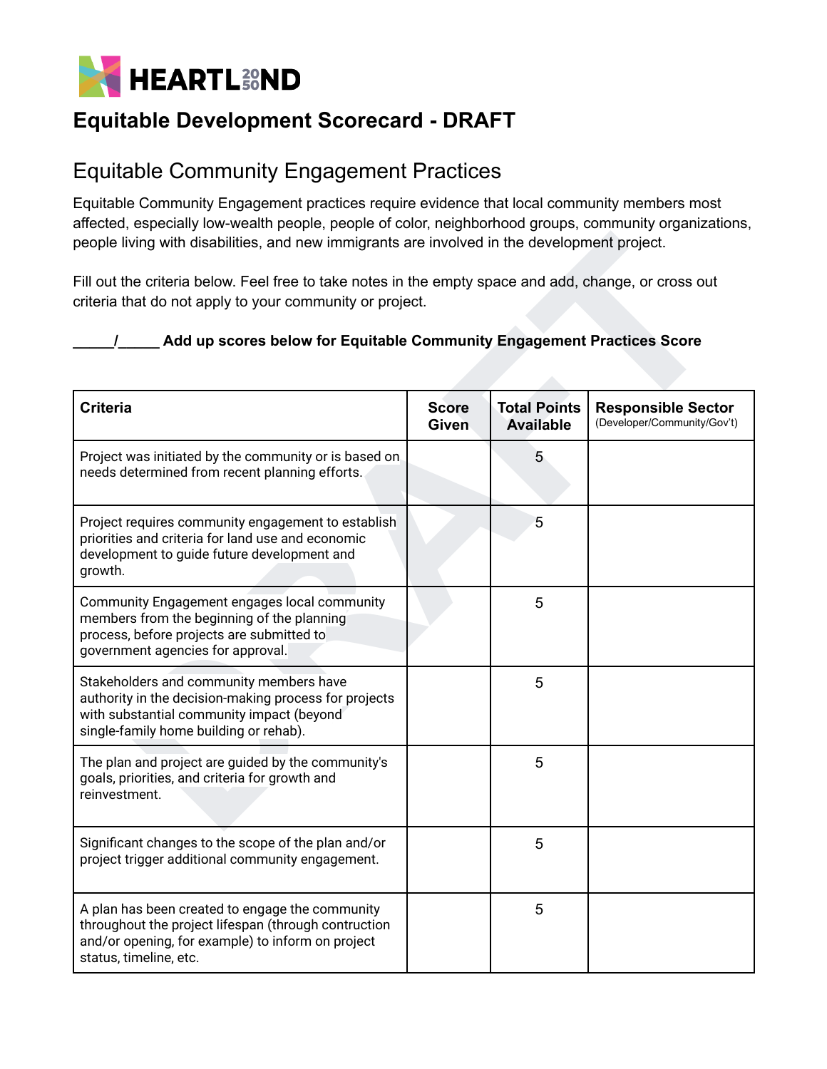HEARTLAND 2050

# Equitable Development Scorecard - DRAFT

## Equitable Community Engagement Practices

Equitable Community Engagement practices require evidence that local community members most affected, especially low-wealth people, people of color, neighborhood groups, community organizations, people living with disabilities, and new immigrants are involved in the development project.

Fill out the criteria below. Feel free to take notes in the empty space and add, change, or cross out criteria that do not apply to your community or project.

**_____/_____ Add up scores below for Equitable Community Engagement Practices Score**

| Criteria | Score Given | Total Points Available | Responsible Sector (Developer/Community/Gov't) |
|---|---|---|---|
| Project was initiated by the community or is based on needs determined from recent planning efforts. | | 5 | |
| Project requires community engagement to establish priorities and criteria for land use and economic development to guide future development and growth. | | 5 | |
| Community Engagement engages local community members from the beginning of the planning process, before projects are submitted to government agencies for approval. | | 5 | |
| Stakeholders and community members have authority in the decision-making process for projects with substantial community impact (beyond single-family home building or rehab). | | 5 | |
| The plan and project are guided by the community's goals, priorities, and criteria for growth and reinvestment. | | 5 | |
| Significant changes to the scope of the plan and/or project trigger additional community engagement. | | 5 | |
| A plan has been created to engage the community throughout the project lifespan (through contruction and/or opening, for example) to inform on project status, timeline, etc. | | 5 | |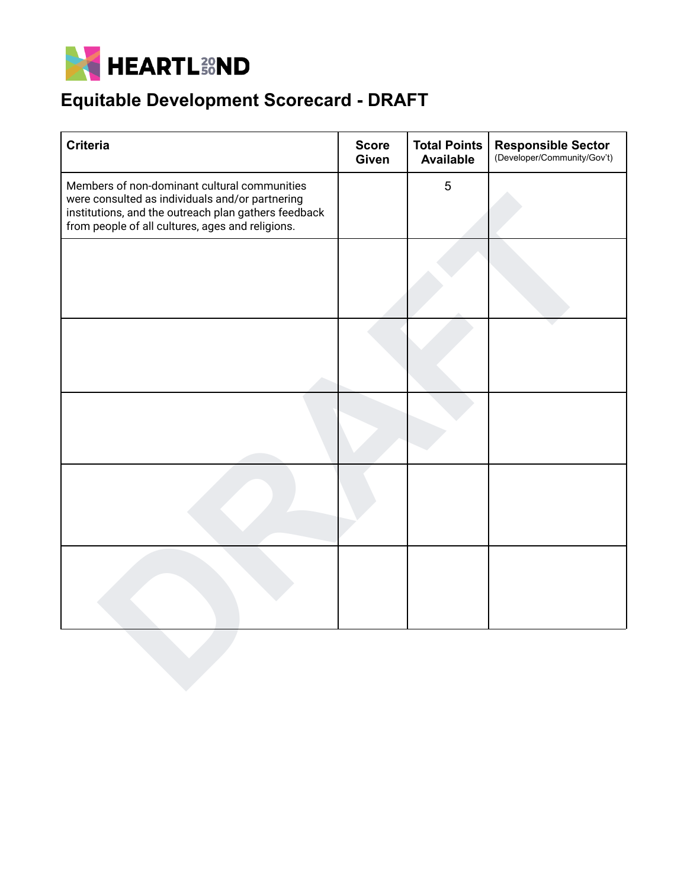HEARTLAND 2050

# Equitable Development Scorecard - DRAFT

| Criteria | Score Given | Total Points Available | Responsible Sector (Developer/Community/Gov't) |
|---|---|---|---|
| Members of non-dominant cultural communities were consulted as individuals and/or partnering institutions, and the outreach plan gathers feedback from people of all cultures, ages and religions. | | 5 | |
| | | | |
| | | | |
| | | | |
| | | | |
| | | | |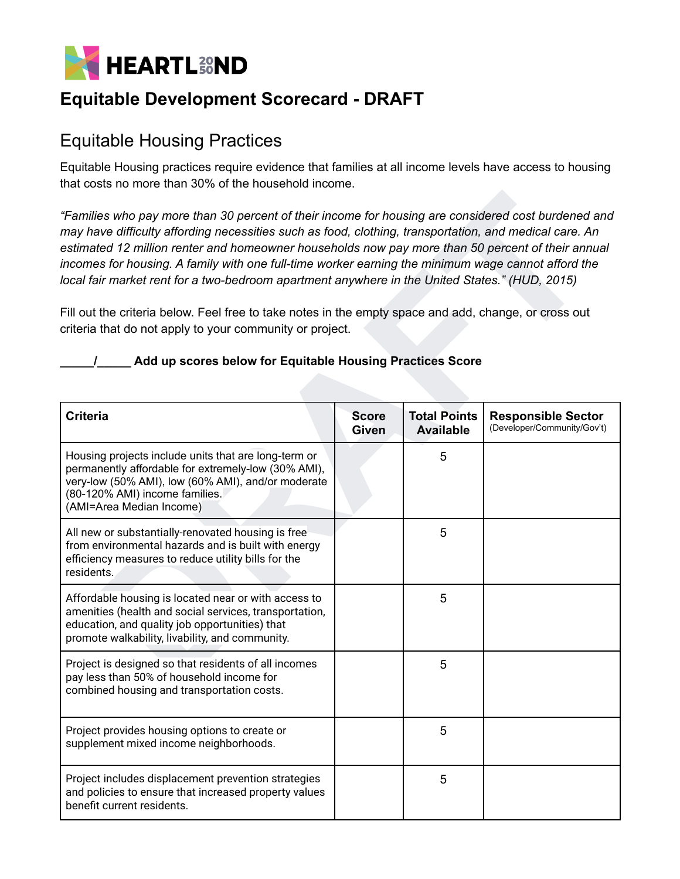HEARTL2050ND

# Equitable Development Scorecard - DRAFT

## Equitable Housing Practices

Equitable Housing practices require evidence that families at all income levels have access to housing that costs no more than 30% of the household income.

*"Families who pay more than 30 percent of their income for housing are considered cost burdened and may have difficulty affording necessities such as food, clothing, transportation, and medical care. An estimated 12 million renter and homeowner households now pay more than 50 percent of their annual incomes for housing. A family with one full-time worker earning the minimum wage cannot afford the local fair market rent for a two-bedroom apartment anywhere in the United States." (HUD, 2015)*

Fill out the criteria below. Feel free to take notes in the empty space and add, change, or cross out criteria that do not apply to your community or project.

**_____/_____ Add up scores below for Equitable Housing Practices Score**

| Criteria | Score Given | Total Points Available | Responsible Sector (Developer/Community/Gov't) |
|---|---|---|---|
| Housing projects include units that are long-term or permanently affordable for extremely-low (30% AMI), very-low (50% AMI), low (60% AMI), and/or moderate (80-120% AMI) income families. (AMI=Area Median Income) | | 5 | |
| All new or substantially-renovated housing is free from environmental hazards and is built with energy efficiency measures to reduce utility bills for the residents. | | 5 | |
| Affordable housing is located near or with access to amenities (health and social services, transportation, education, and quality job opportunities) that promote walkability, livability, and community. | | 5 | |
| Project is designed so that residents of all incomes pay less than 50% of household income for combined housing and transportation costs. | | 5 | |
| Project provides housing options to create or supplement mixed income neighborhoods. | | 5 | |
| Project includes displacement prevention strategies and policies to ensure that increased property values benefit current residents. | | 5 | |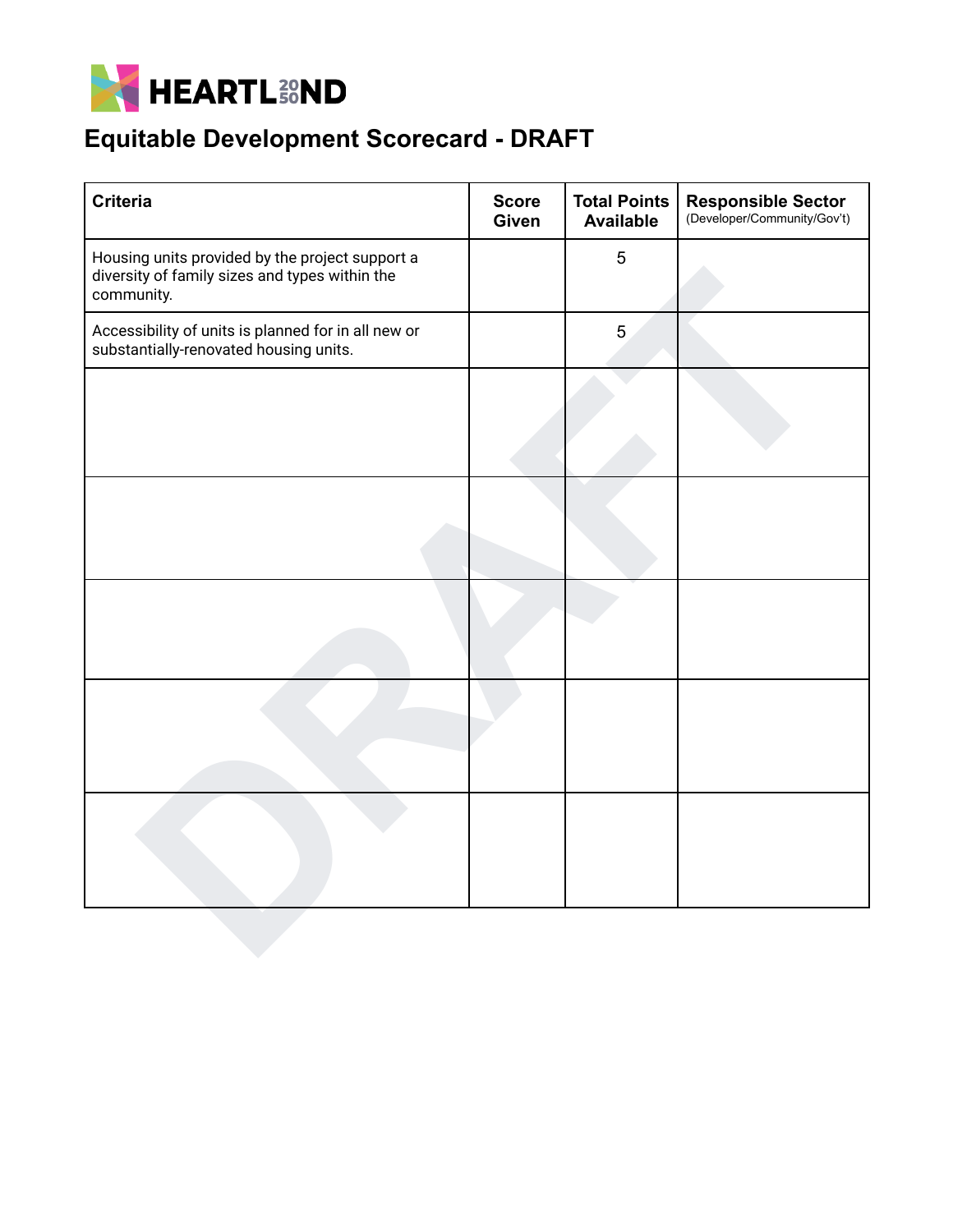HEARTLAND 2050

# Equitable Development Scorecard - DRAFT

| Criteria | Score Given | Total Points Available | Responsible Sector (Developer/Community/Gov't) |
|---|---|---|---|
| Housing units provided by the project support a diversity of family sizes and types within the community. | | 5 | |
| Accessibility of units is planned for in all new or substantially-renovated housing units. | | 5 | |
| | | | |
| | | | |
| | | | |
| | | | |
| | | | |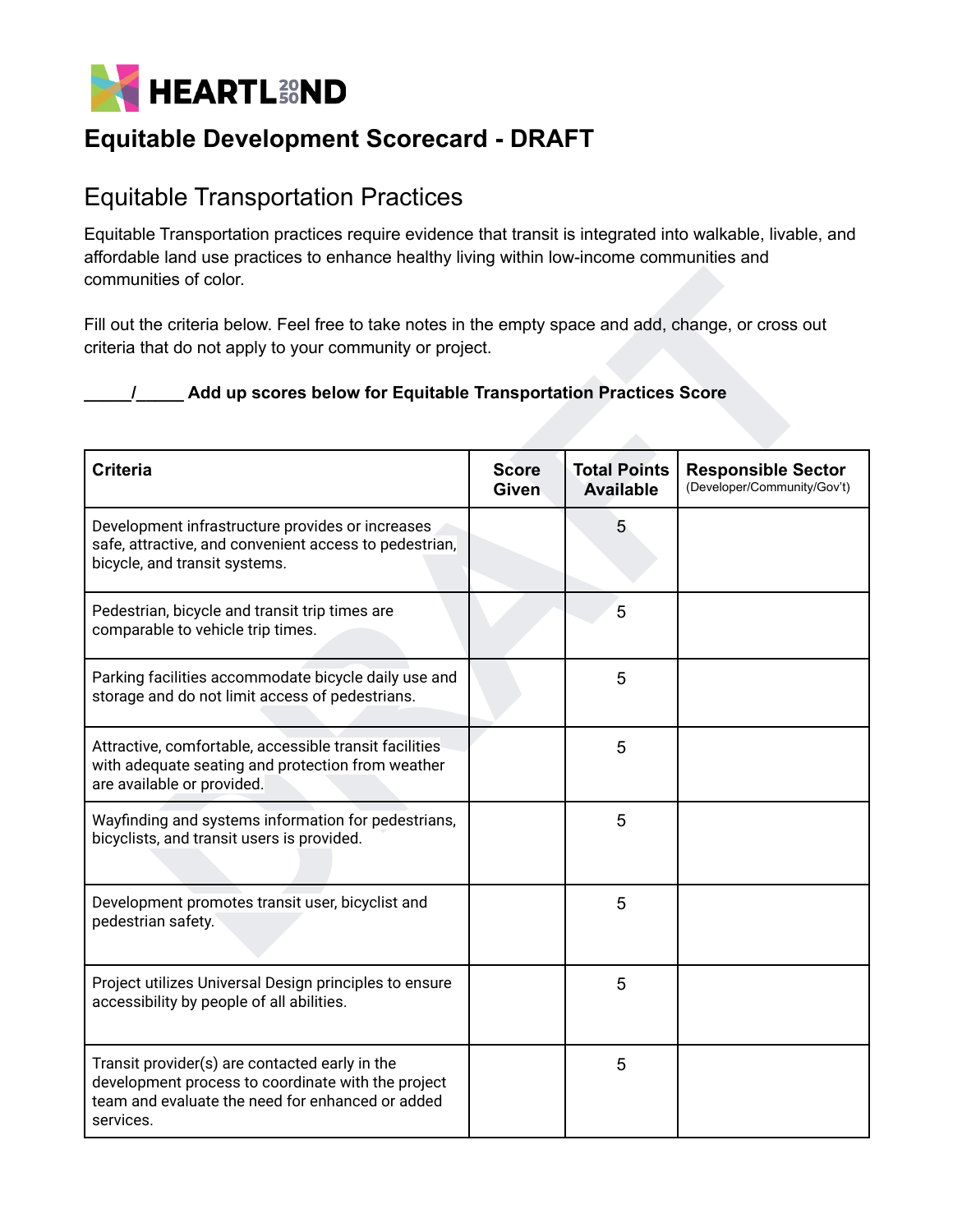HEARTLAND 2050

# Equitable Development Scorecard - DRAFT

## Equitable Transportation Practices

Equitable Transportation practices require evidence that transit is integrated into walkable, livable, and affordable land use practices to enhance healthy living within low-income communities and communities of color.

Fill out the criteria below. Feel free to take notes in the empty space and add, change, or cross out criteria that do not apply to your community or project.

**_____/_____ Add up scores below for Equitable Transportation Practices Score**

| Criteria | Score Given | Total Points Available | Responsible Sector (Developer/Community/Gov't) |
|---|---|---|---|
| Development infrastructure provides or increases safe, attractive, and convenient access to pedestrian, bicycle, and transit systems. | | 5 | |
| Pedestrian, bicycle and transit trip times are comparable to vehicle trip times. | | 5 | |
| Parking facilities accommodate bicycle daily use and storage and do not limit access of pedestrians. | | 5 | |
| Attractive, comfortable, accessible transit facilities with adequate seating and protection from weather are available or provided. | | 5 | |
| Wayfinding and systems information for pedestrians, bicyclists, and transit users is provided. | | 5 | |
| Development promotes transit user, bicyclist and pedestrian safety. | | 5 | |
| Project utilizes Universal Design principles to ensure accessibility by people of all abilities. | | 5 | |
| Transit provider(s) are contacted early in the development process to coordinate with the project team and evaluate the need for enhanced or added services. | | 5 | |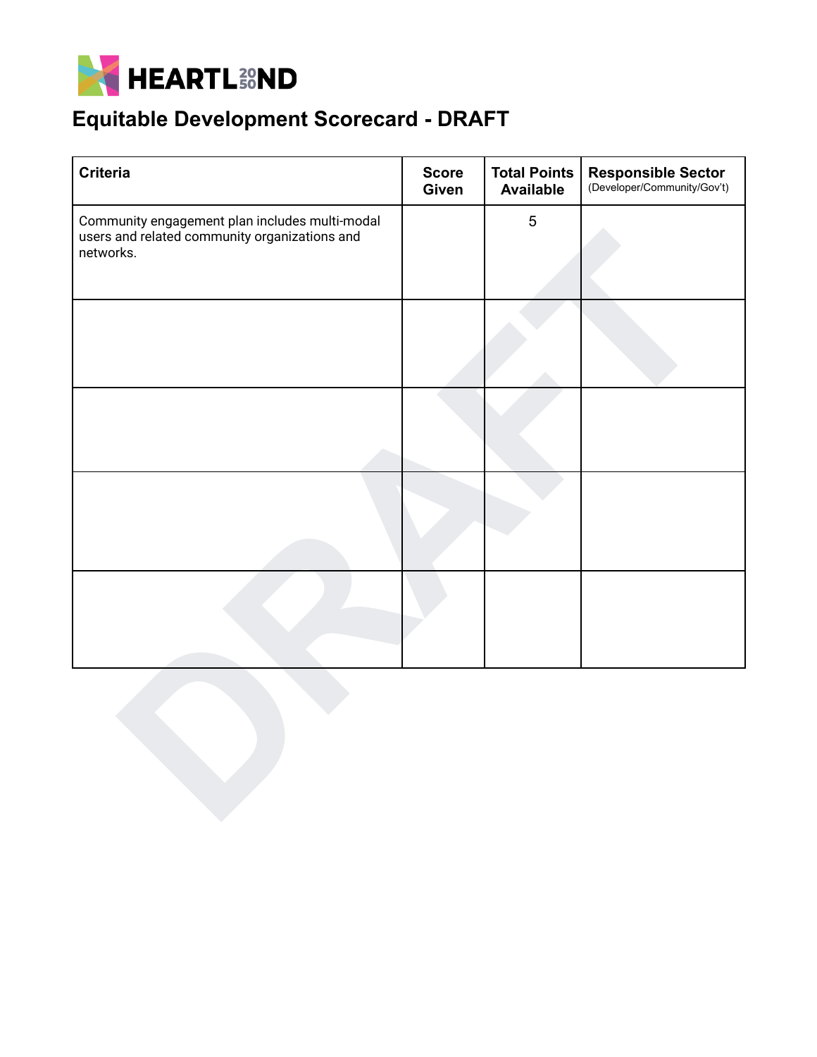HEARTLAND 2050

# Equitable Development Scorecard - DRAFT

| Criteria | Score Given | Total Points Available | Responsible Sector (Developer/Community/Gov't) |
|---|---|---|---|
| Community engagement plan includes multi-modal users and related community organizations and networks. | | 5 | |
| | | | |
| | | | |
| | | | |
| | | | |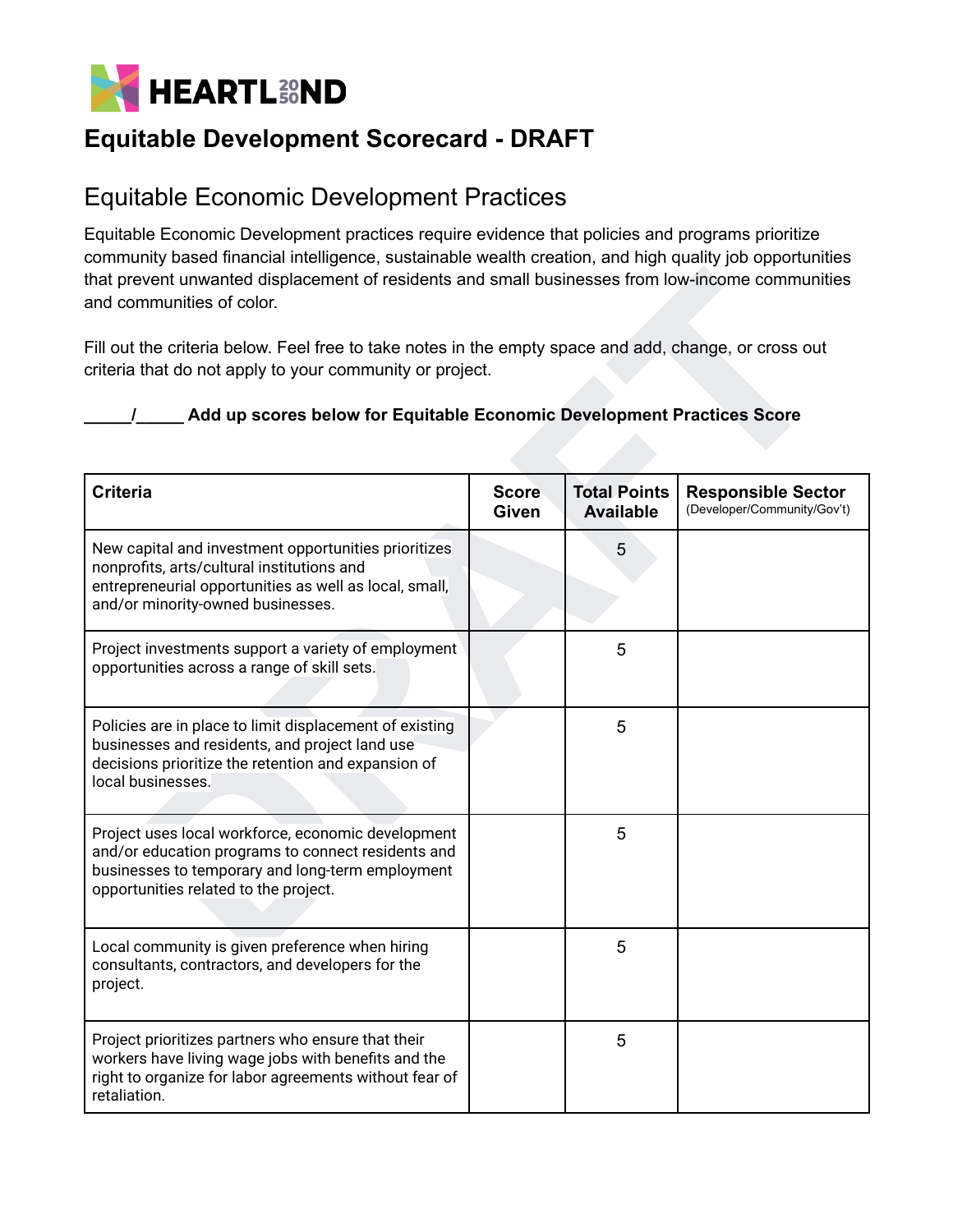HEARTLAND 2050

# Equitable Development Scorecard - DRAFT

## Equitable Economic Development Practices

Equitable Economic Development practices require evidence that policies and programs prioritize community based financial intelligence, sustainable wealth creation, and high quality job opportunities that prevent unwanted displacement of residents and small businesses from low-income communities and communities of color.

Fill out the criteria below. Feel free to take notes in the empty space and add, change, or cross out criteria that do not apply to your community or project.

**_____/_____ Add up scores below for Equitable Economic Development Practices Score**

| Criteria | Score Given | Total Points Available | Responsible Sector (Developer/Community/Gov't) |
|---|---|---|---|
| New capital and investment opportunities prioritizes nonprofits, arts/cultural institutions and entrepreneurial opportunities as well as local, small, and/or minority-owned businesses. | | 5 | |
| Project investments support a variety of employment opportunities across a range of skill sets. | | 5 | |
| Policies are in place to limit displacement of existing businesses and residents, and project land use decisions prioritize the retention and expansion of local businesses. | | 5 | |
| Project uses local workforce, economic development and/or education programs to connect residents and businesses to temporary and long-term employment opportunities related to the project. | | 5 | |
| Local community is given preference when hiring consultants, contractors, and developers for the project. | | 5 | |
| Project prioritizes partners who ensure that their workers have living wage jobs with benefits and the right to organize for labor agreements without fear of retaliation. | | 5 | |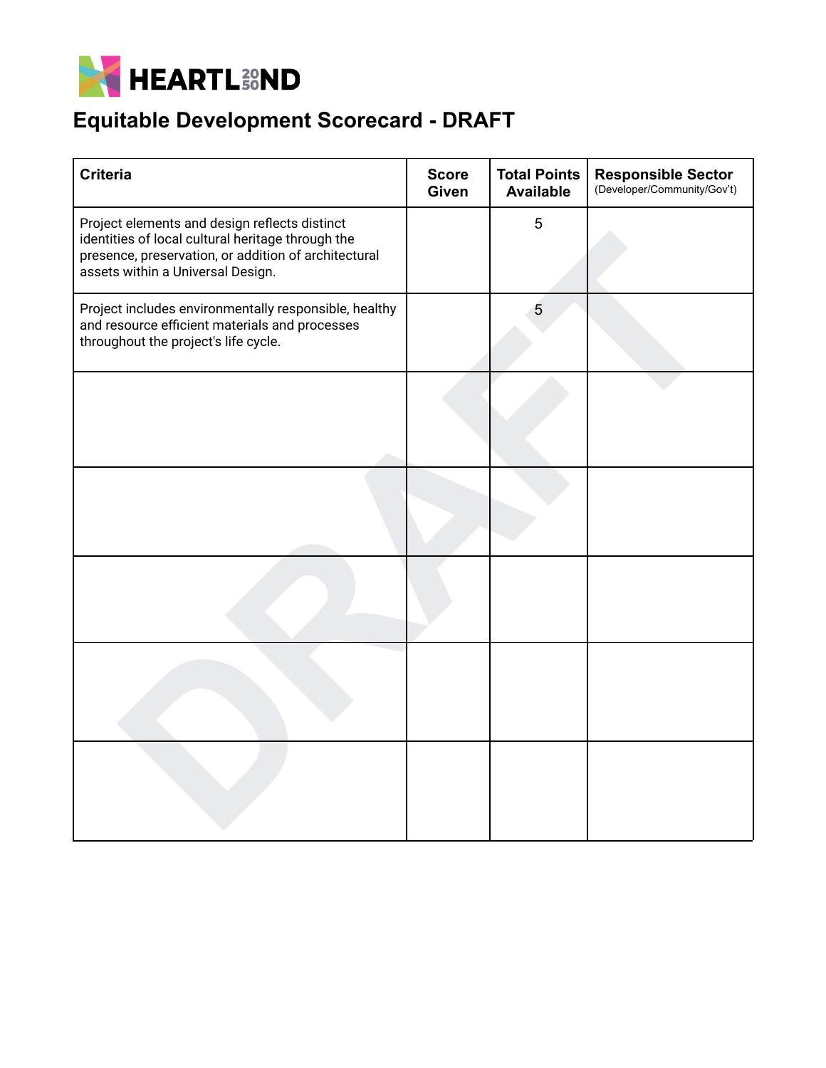HEARTL2050ND

# Equitable Development Scorecard - DRAFT

| Criteria | Score Given | Total Points Available | Responsible Sector (Developer/Community/Gov't) |
|---|---|---|---|
| Project elements and design reflects distinct identities of local cultural heritage through the presence, preservation, or addition of architectural assets within a Universal Design. | | 5 | |
| Project includes environmentally responsible, healthy and resource efficient materials and processes throughout the project's life cycle. | | 5 | |
| | | | |
| | | | |
| | | | |
| | | | |
| | | | |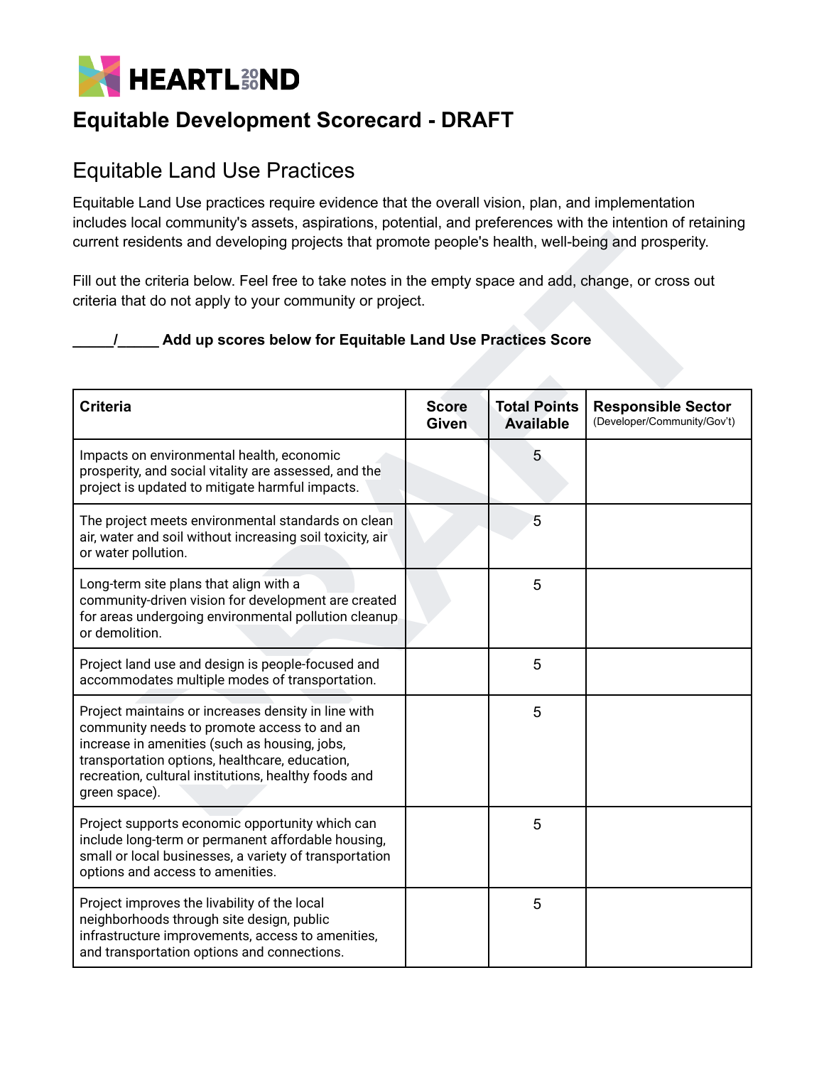HEARTLAND 2050

# Equitable Development Scorecard - DRAFT

## Equitable Land Use Practices

Equitable Land Use practices require evidence that the overall vision, plan, and implementation includes local community's assets, aspirations, potential, and preferences with the intention of retaining current residents and developing projects that promote people's health, well-being and prosperity.

Fill out the criteria below. Feel free to take notes in the empty space and add, change, or cross out criteria that do not apply to your community or project.

**_____/_____ Add up scores below for Equitable Land Use Practices Score**

| Criteria | Score Given | Total Points Available | Responsible Sector (Developer/Community/Gov't) |
|---|---|---|---|
| Impacts on environmental health, economic prosperity, and social vitality are assessed, and the project is updated to mitigate harmful impacts. | | 5 | |
| The project meets environmental standards on clean air, water and soil without increasing soil toxicity, air or water pollution. | | 5 | |
| Long-term site plans that align with a community-driven vision for development are created for areas undergoing environmental pollution cleanup or demolition. | | 5 | |
| Project land use and design is people-focused and accommodates multiple modes of transportation. | | 5 | |
| Project maintains or increases density in line with community needs to promote access to and an increase in amenities (such as housing, jobs, transportation options, healthcare, education, recreation, cultural institutions, healthy foods and green space). | | 5 | |
| Project supports economic opportunity which can include long-term or permanent affordable housing, small or local businesses, a variety of transportation options and access to amenities. | | 5 | |
| Project improves the livability of the local neighborhoods through site design, public infrastructure improvements, access to amenities, and transportation options and connections. | | 5 | |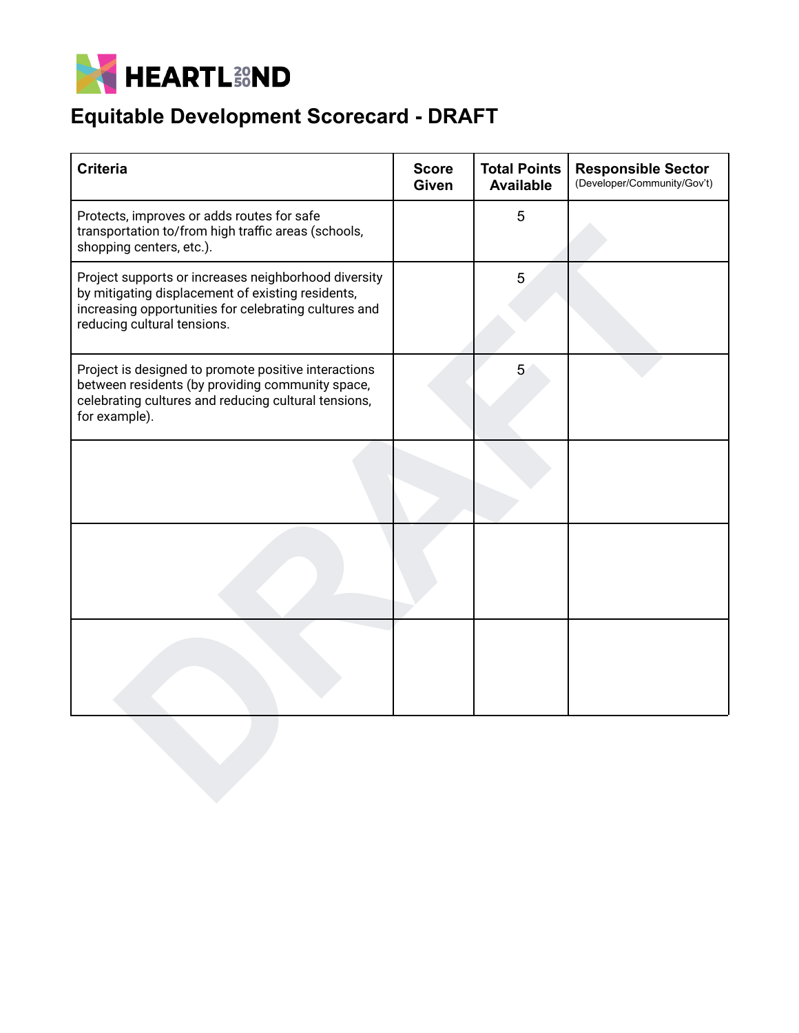HEARTLAND 2050

# Equitable Development Scorecard - DRAFT

| Criteria | Score Given | Total Points Available | Responsible Sector (Developer/Community/Gov't) |
|---|---|---|---|
| Protects, improves or adds routes for safe transportation to/from high traffic areas (schools, shopping centers, etc.). | | 5 | |
| Project supports or increases neighborhood diversity by mitigating displacement of existing residents, increasing opportunities for celebrating cultures and reducing cultural tensions. | | 5 | |
| Project is designed to promote positive interactions between residents (by providing community space, celebrating cultures and reducing cultural tensions, for example). | | 5 | |
| | | | |
| | | | |
| | | | |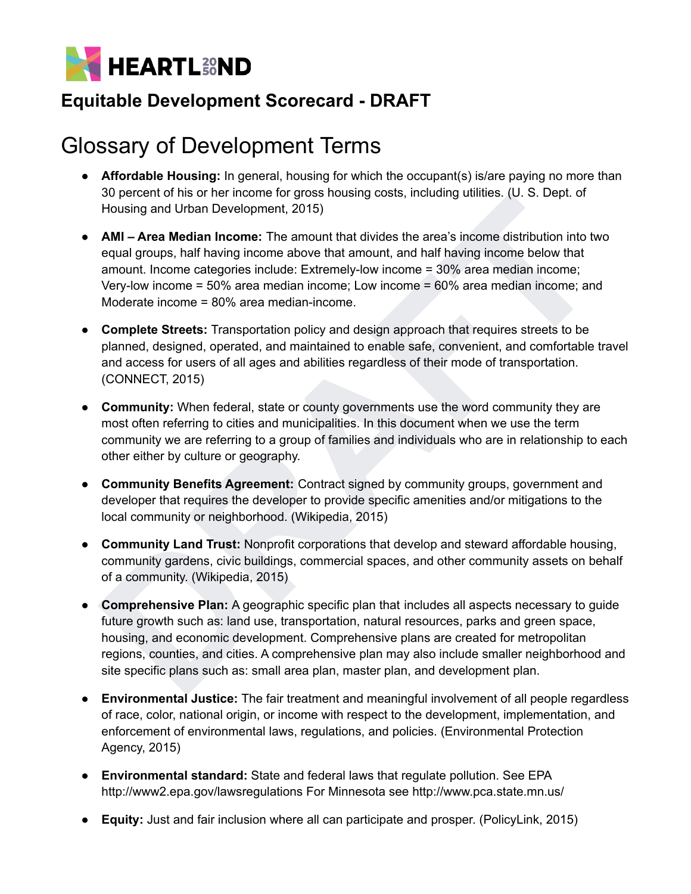# HEARTLAND

## Equitable Development Scorecard - DRAFT

# Glossary of Development Terms

- **Affordable Housing:** In general, housing for which the occupant(s) is/are paying no more than 30 percent of his or her income for gross housing costs, including utilities. (U. S. Dept. of Housing and Urban Development, 2015)
- **AMI – Area Median Income:** The amount that divides the area's income distribution into two equal groups, half having income above that amount, and half having income below that amount. Income categories include: Extremely-low income = 30% area median income; Very-low income = 50% area median income; Low income = 60% area median income; and Moderate income = 80% area median-income.
- **Complete Streets:** Transportation policy and design approach that requires streets to be planned, designed, operated, and maintained to enable safe, convenient, and comfortable travel and access for users of all ages and abilities regardless of their mode of transportation. (CONNECT, 2015)
- **Community:** When federal, state or county governments use the word community they are most often referring to cities and municipalities. In this document when we use the term community we are referring to a group of families and individuals who are in relationship to each other either by culture or geography.
- **Community Benefits Agreement:** Contract signed by community groups, government and developer that requires the developer to provide specific amenities and/or mitigations to the local community or neighborhood. (Wikipedia, 2015)
- **Community Land Trust:** Nonprofit corporations that develop and steward affordable housing, community gardens, civic buildings, commercial spaces, and other community assets on behalf of a community. (Wikipedia, 2015)
- **Comprehensive Plan:** A geographic specific plan that includes all aspects necessary to guide future growth such as: land use, transportation, natural resources, parks and green space, housing, and economic development. Comprehensive plans are created for metropolitan regions, counties, and cities. A comprehensive plan may also include smaller neighborhood and site specific plans such as: small area plan, master plan, and development plan.
- **Environmental Justice:** The fair treatment and meaningful involvement of all people regardless of race, color, national origin, or income with respect to the development, implementation, and enforcement of environmental laws, regulations, and policies. (Environmental Protection Agency, 2015)
- **Environmental standard:** State and federal laws that regulate pollution. See EPA http://www2.epa.gov/lawsregulations For Minnesota see http://www.pca.state.mn.us/
- **Equity:** Just and fair inclusion where all can participate and prosper. (PolicyLink, 2015)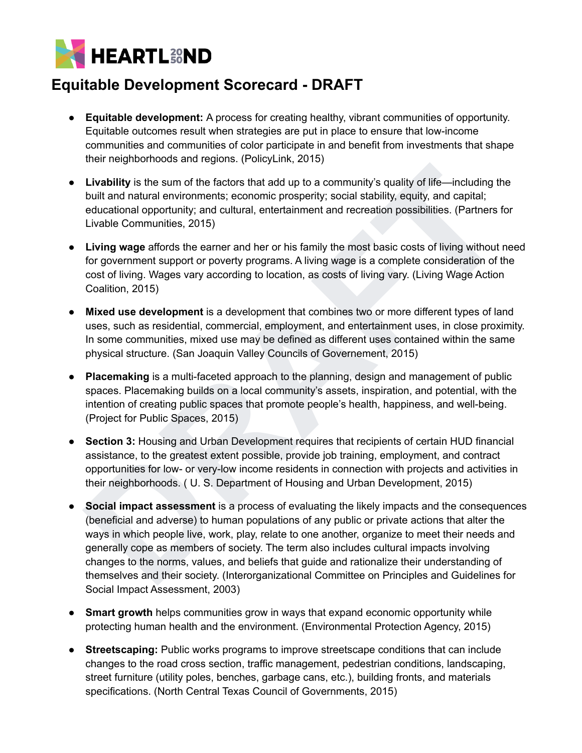HEARTLAND 2050

# Equitable Development Scorecard - DRAFT

- **Equitable development:** A process for creating healthy, vibrant communities of opportunity. Equitable outcomes result when strategies are put in place to ensure that low-income communities and communities of color participate in and benefit from investments that shape their neighborhoods and regions. (PolicyLink, 2015)

- **Livability** is the sum of the factors that add up to a community's quality of life—including the built and natural environments; economic prosperity; social stability, equity, and capital; educational opportunity; and cultural, entertainment and recreation possibilities. (Partners for Livable Communities, 2015)

- **Living wage** affords the earner and her or his family the most basic costs of living without need for government support or poverty programs. A living wage is a complete consideration of the cost of living. Wages vary according to location, as costs of living vary. (Living Wage Action Coalition, 2015)

- **Mixed use development** is a development that combines two or more different types of land uses, such as residential, commercial, employment, and entertainment uses, in close proximity. In some communities, mixed use may be defined as different uses contained within the same physical structure. (San Joaquin Valley Councils of Governement, 2015)

- **Placemaking** is a multi-faceted approach to the planning, design and management of public spaces. Placemaking builds on a local community's assets, inspiration, and potential, with the intention of creating public spaces that promote people's health, happiness, and well-being. (Project for Public Spaces, 2015)

- **Section 3:** Housing and Urban Development requires that recipients of certain HUD financial assistance, to the greatest extent possible, provide job training, employment, and contract opportunities for low- or very-low income residents in connection with projects and activities in their neighborhoods. ( U. S. Department of Housing and Urban Development, 2015)

- **Social impact assessment** is a process of evaluating the likely impacts and the consequences (beneficial and adverse) to human populations of any public or private actions that alter the ways in which people live, work, play, relate to one another, organize to meet their needs and generally cope as members of society. The term also includes cultural impacts involving changes to the norms, values, and beliefs that guide and rationalize their understanding of themselves and their society. (Interorganizational Committee on Principles and Guidelines for Social Impact Assessment, 2003)

- **Smart growth** helps communities grow in ways that expand economic opportunity while protecting human health and the environment. (Environmental Protection Agency, 2015)

- **Streetscaping:** Public works programs to improve streetscape conditions that can include changes to the road cross section, traffic management, pedestrian conditions, landscaping, street furniture (utility poles, benches, garbage cans, etc.), building fronts, and materials specifications. (North Central Texas Council of Governments, 2015)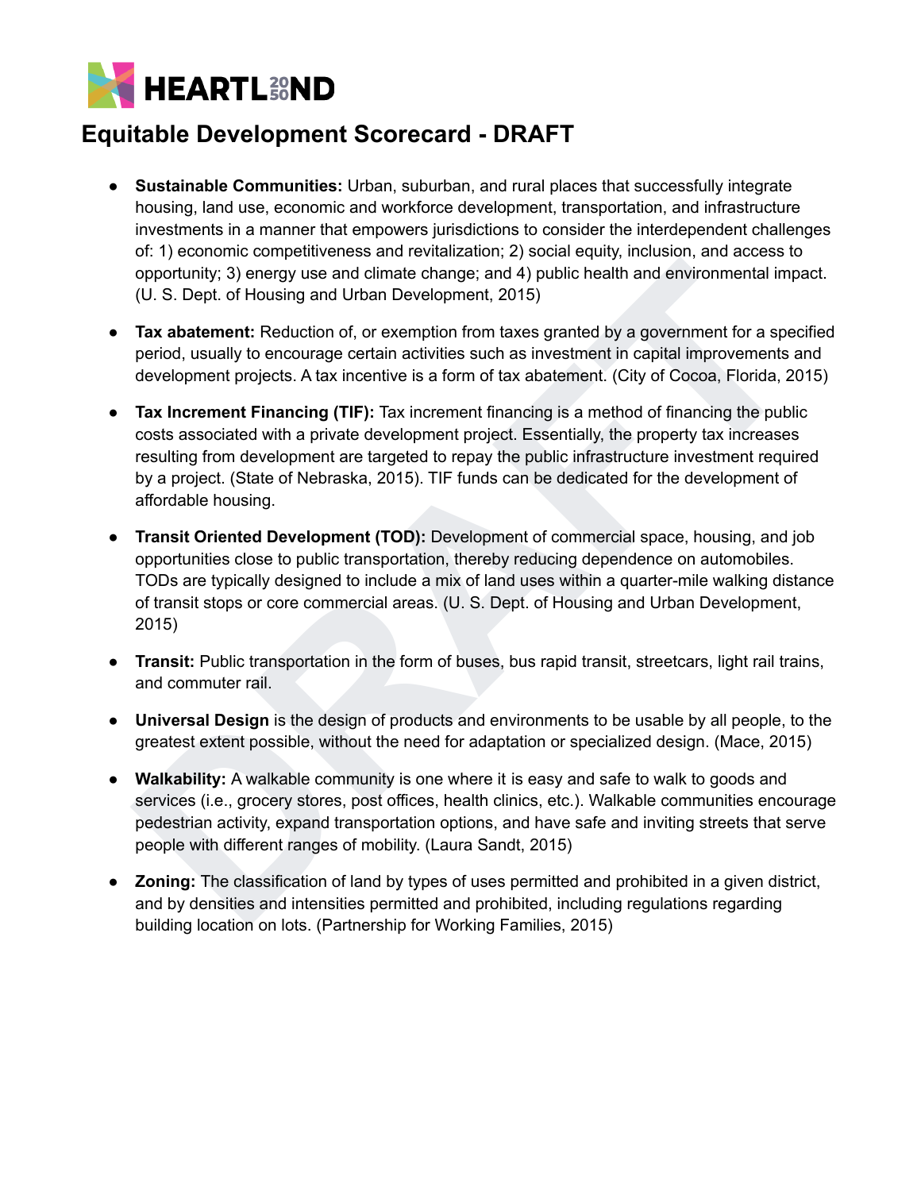# HEARTLAND 2050

## Equitable Development Scorecard - DRAFT

- **Sustainable Communities:** Urban, suburban, and rural places that successfully integrate housing, land use, economic and workforce development, transportation, and infrastructure investments in a manner that empowers jurisdictions to consider the interdependent challenges of: 1) economic competitiveness and revitalization; 2) social equity, inclusion, and access to opportunity; 3) energy use and climate change; and 4) public health and environmental impact. (U. S. Dept. of Housing and Urban Development, 2015)
- **Tax abatement:** Reduction of, or exemption from taxes granted by a government for a specified period, usually to encourage certain activities such as investment in capital improvements and development projects. A tax incentive is a form of tax abatement. (City of Cocoa, Florida, 2015)
- **Tax Increment Financing (TIF):** Tax increment financing is a method of financing the public costs associated with a private development project. Essentially, the property tax increases resulting from development are targeted to repay the public infrastructure investment required by a project. (State of Nebraska, 2015). TIF funds can be dedicated for the development of affordable housing.
- **Transit Oriented Development (TOD):** Development of commercial space, housing, and job opportunities close to public transportation, thereby reducing dependence on automobiles. TODs are typically designed to include a mix of land uses within a quarter-mile walking distance of transit stops or core commercial areas. (U. S. Dept. of Housing and Urban Development, 2015)
- **Transit:** Public transportation in the form of buses, bus rapid transit, streetcars, light rail trains, and commuter rail.
- **Universal Design** is the design of products and environments to be usable by all people, to the greatest extent possible, without the need for adaptation or specialized design. (Mace, 2015)
- **Walkability:** A walkable community is one where it is easy and safe to walk to goods and services (i.e., grocery stores, post offices, health clinics, etc.). Walkable communities encourage pedestrian activity, expand transportation options, and have safe and inviting streets that serve people with different ranges of mobility. (Laura Sandt, 2015)
- **Zoning:** The classification of land by types of uses permitted and prohibited in a given district, and by densities and intensities permitted and prohibited, including regulations regarding building location on lots. (Partnership for Working Families, 2015)